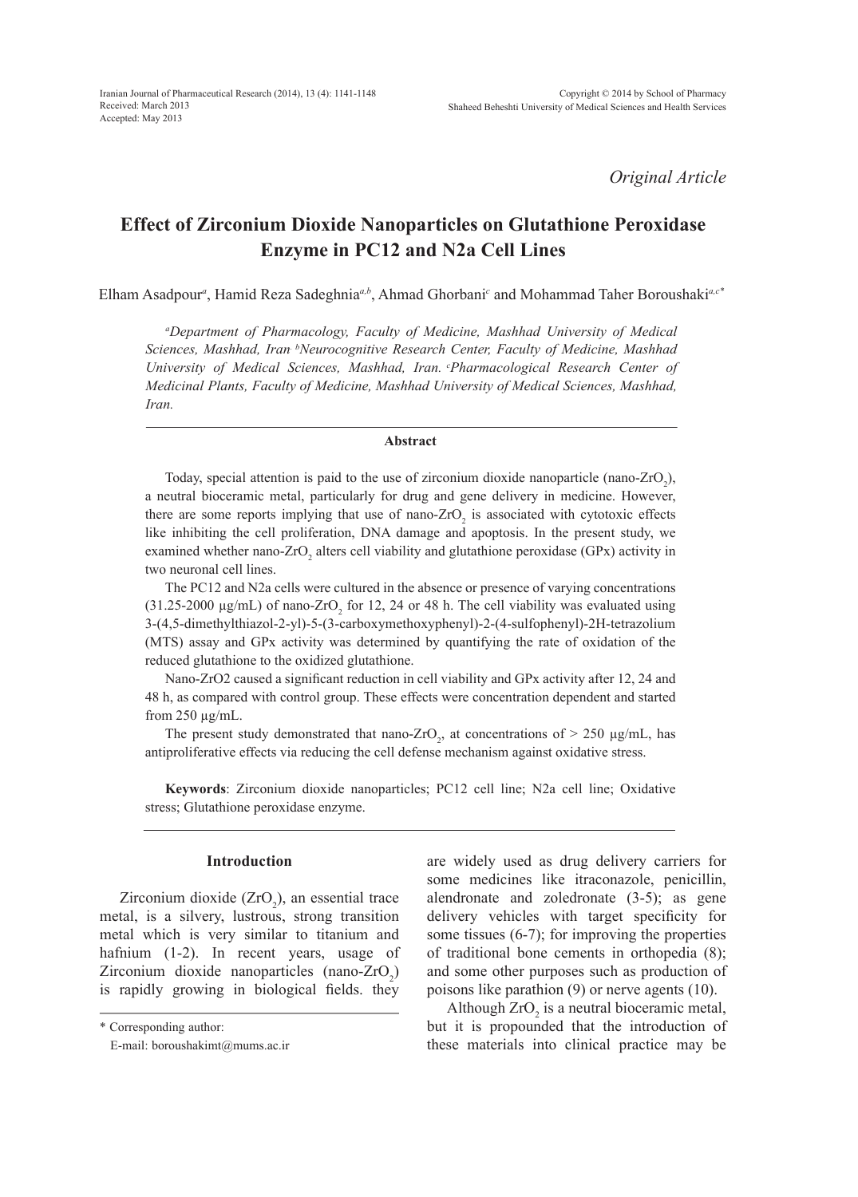*Original Article*

# Effect of Zirconium Dioxide Nanoparticles on Glutathione Peroxidase Enzyme in PC12 and N2a Cell Lines

Elham Asadpour[a], Hamid Reza Sadeghnia[a,b], Ahmad Ghorbani[c] and Mohammad Taher Boroushaki[a,c*]

*[a]Department of Pharmacology, Faculty of Medicine, Mashhad University of Medical Sciences, Mashhad, Iran. [b]Neurocognitive Research Center, Faculty of Medicine, Mashhad University of Medical Sciences, Mashhad, Iran. [c]Pharmacological Research Center of Medicinal Plants, Faculty of Medicine, Mashhad University of Medical Sciences, Mashhad, Iran.*

### Abstract

Today, special attention is paid to the use of zirconium dioxide nanoparticle (nano-$ZrO_2$), a neutral bioceramic metal, particularly for drug and gene delivery in medicine. However, there are some reports implying that use of nano-$ZrO_2$ is associated with cytotoxic effects like inhibiting the cell proliferation, DNA damage and apoptosis. In the present study, we examined whether nano-$ZrO_2$ alters cell viability and glutathione peroxidase (GPx) activity in two neuronal cell lines.

The PC12 and N2a cells were cultured in the absence or presence of varying concentrations (31.25-2000 µg/mL) of nano-$ZrO_2$ for 12, 24 or 48 h. The cell viability was evaluated using 3-(4,5-dimethylthiazol-2-yl)-5-(3-carboxymethoxyphenyl)-2-(4-sulfophenyl)-2H-tetrazolium (MTS) assay and GPx activity was determined by quantifying the rate of oxidation of the reduced glutathione to the oxidized glutathione.

Nano-ZrO2 caused a significant reduction in cell viability and GPx activity after 12, 24 and 48 h, as compared with control group. These effects were concentration dependent and started from 250 µg/mL.

The present study demonstrated that nano-$ZrO_2$, at concentrations of > 250 µg/mL, has antiproliferative effects via reducing the cell defense mechanism against oxidative stress.

**Keywords**: Zirconium dioxide nanoparticles; PC12 cell line; N2a cell line; Oxidative stress; Glutathione peroxidase enzyme.

## Introduction

Zirconium dioxide ($ZrO_2$), an essential trace metal, is a silvery, lustrous, strong transition metal which is very similar to titanium and hafnium (1-2). In recent years, usage of Zirconium dioxide nanoparticles (nano-$ZrO_2$) is rapidly growing in biological fields. they are widely used as drug delivery carriers for some medicines like itraconazole, penicillin, alendronate and zoledronate (3-5); as gene delivery vehicles with target specificity for some tissues (6-7); for improving the properties of traditional bone cements in orthopedia (8); and some other purposes such as production of poisons like parathion (9) or nerve agents (10).

Although $ZrO_2$ is a neutral bioceramic metal, but it is propounded that the introduction of these materials into clinical practice may be

\* Corresponding author:

E-mail: boroushakimt@mums.ac.ir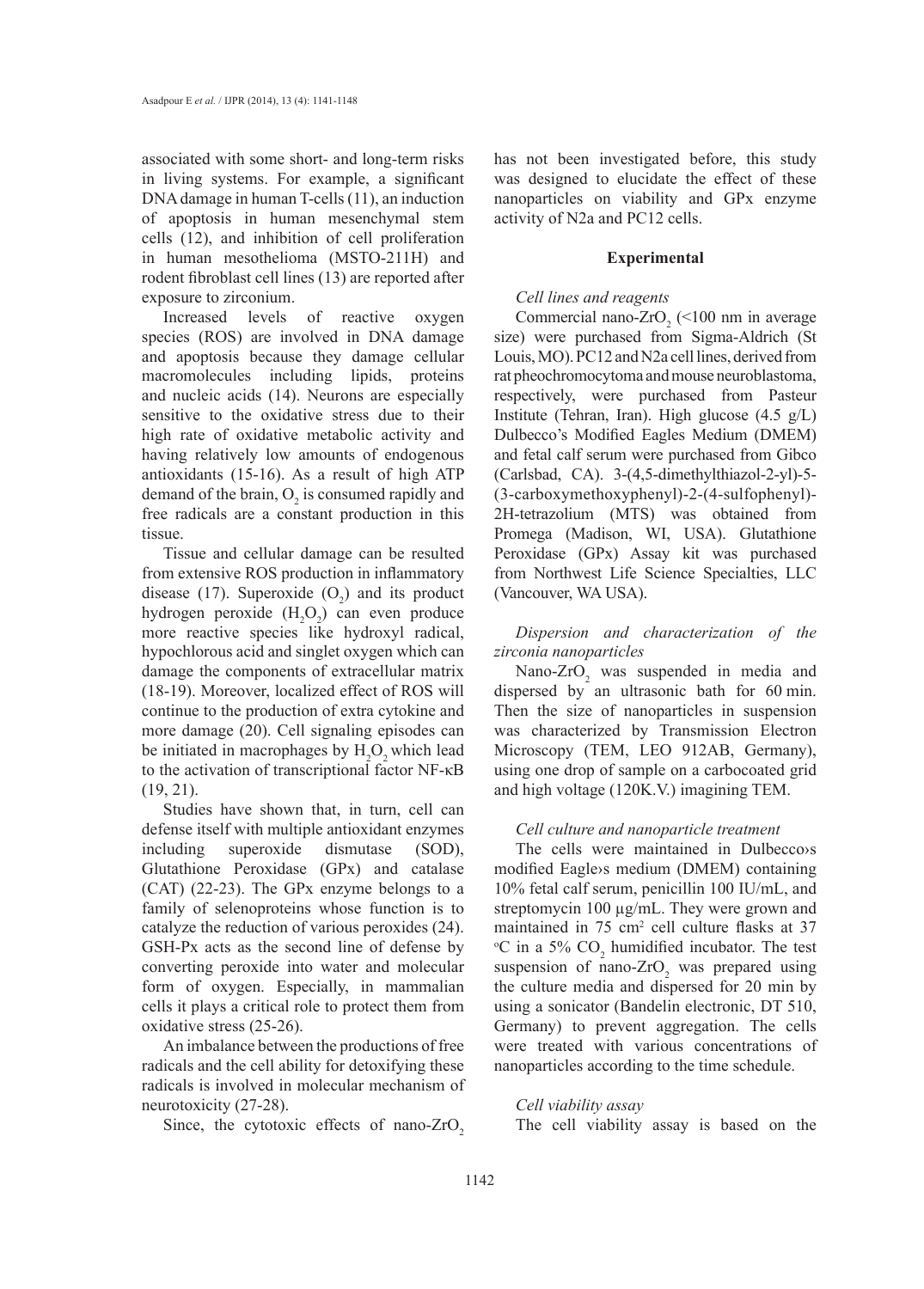associated with some short- and long-term risks in living systems. For example, a significant DNA damage in human T-cells (11), an induction of apoptosis in human mesenchymal stem cells (12), and inhibition of cell proliferation in human mesothelioma (MSTO-211H) and rodent fibroblast cell lines (13) are reported after exposure to zirconium.

Increased levels of reactive oxygen species (ROS) are involved in DNA damage and apoptosis because they damage cellular macromolecules including lipids, proteins and nucleic acids (14). Neurons are especially sensitive to the oxidative stress due to their high rate of oxidative metabolic activity and having relatively low amounts of endogenous antioxidants (15-16). As a result of high ATP demand of the brain, $O_2$ is consumed rapidly and free radicals are a constant production in this tissue.

Tissue and cellular damage can be resulted from extensive ROS production in inflammatory disease (17). Superoxide ($O_2$) and its product hydrogen peroxide ($H_2O_2$) can even produce more reactive species like hydroxyl radical, hypochlorous acid and singlet oxygen which can damage the components of extracellular matrix (18-19). Moreover, localized effect of ROS will continue to the production of extra cytokine and more damage (20). Cell signaling episodes can be initiated in macrophages by $H_2O_2$ which lead to the activation of transcriptional factor NF-κB (19, 21).

Studies have shown that, in turn, cell can defense itself with multiple antioxidant enzymes including superoxide dismutase (SOD), Glutathione Peroxidase (GPx) and catalase (CAT) (22-23). The GPx enzyme belongs to a family of selenoproteins whose function is to catalyze the reduction of various peroxides (24). GSH-Px acts as the second line of defense by converting peroxide into water and molecular form of oxygen. Especially, in mammalian cells it plays a critical role to protect them from oxidative stress (25-26).

An imbalance between the productions of free radicals and the cell ability for detoxifying these radicals is involved in molecular mechanism of neurotoxicity (27-28).

Since, the cytotoxic effects of nano-$ZrO_2$ has not been investigated before, this study was designed to elucidate the effect of these nanoparticles on viability and GPx enzyme activity of N2a and PC12 cells.

## Experimental

### *Cell lines and reagents*

Commercial nano-$ZrO_2$ (<100 nm in average size) were purchased from Sigma-Aldrich (St Louis, MO). PC12 and N2a cell lines, derived from rat pheochromocytoma and mouse neuroblastoma, respectively, were purchased from Pasteur Institute (Tehran, Iran). High glucose (4.5 g/L) Dulbecco's Modified Eagles Medium (DMEM) and fetal calf serum were purchased from Gibco (Carlsbad, CA). 3-(4,5-dimethylthiazol-2-yl)-5-(3-carboxymethoxyphenyl)-2-(4-sulfophenyl)-2H-tetrazolium (MTS) was obtained from Promega (Madison, WI, USA). Glutathione Peroxidase (GPx) Assay kit was purchased from Northwest Life Science Specialties, LLC (Vancouver, WA USA).

### *Dispersion and characterization of the zirconia nanoparticles*

Nano-$ZrO_2$ was suspended in media and dispersed by an ultrasonic bath for 60 min. Then the size of nanoparticles in suspension was characterized by Transmission Electron Microscopy (TEM, LEO 912AB, Germany), using one drop of sample on a carbocoated grid and high voltage (120K.V.) imagining TEM.

### *Cell culture and nanoparticle treatment*

The cells were maintained in Dulbecco›s modified Eagle›s medium (DMEM) containing 10% fetal calf serum, penicillin 100 IU/mL, and streptomycin 100 µg/mL. They were grown and maintained in 75 cm$^2$ cell culture flasks at 37 $^o$C in a 5% $CO_2$ humidified incubator. The test suspension of nano-$ZrO_2$ was prepared using the culture media and dispersed for 20 min by using a sonicator (Bandelin electronic, DT 510, Germany) to prevent aggregation. The cells were treated with various concentrations of nanoparticles according to the time schedule.

### *Cell viability assay*

The cell viability assay is based on the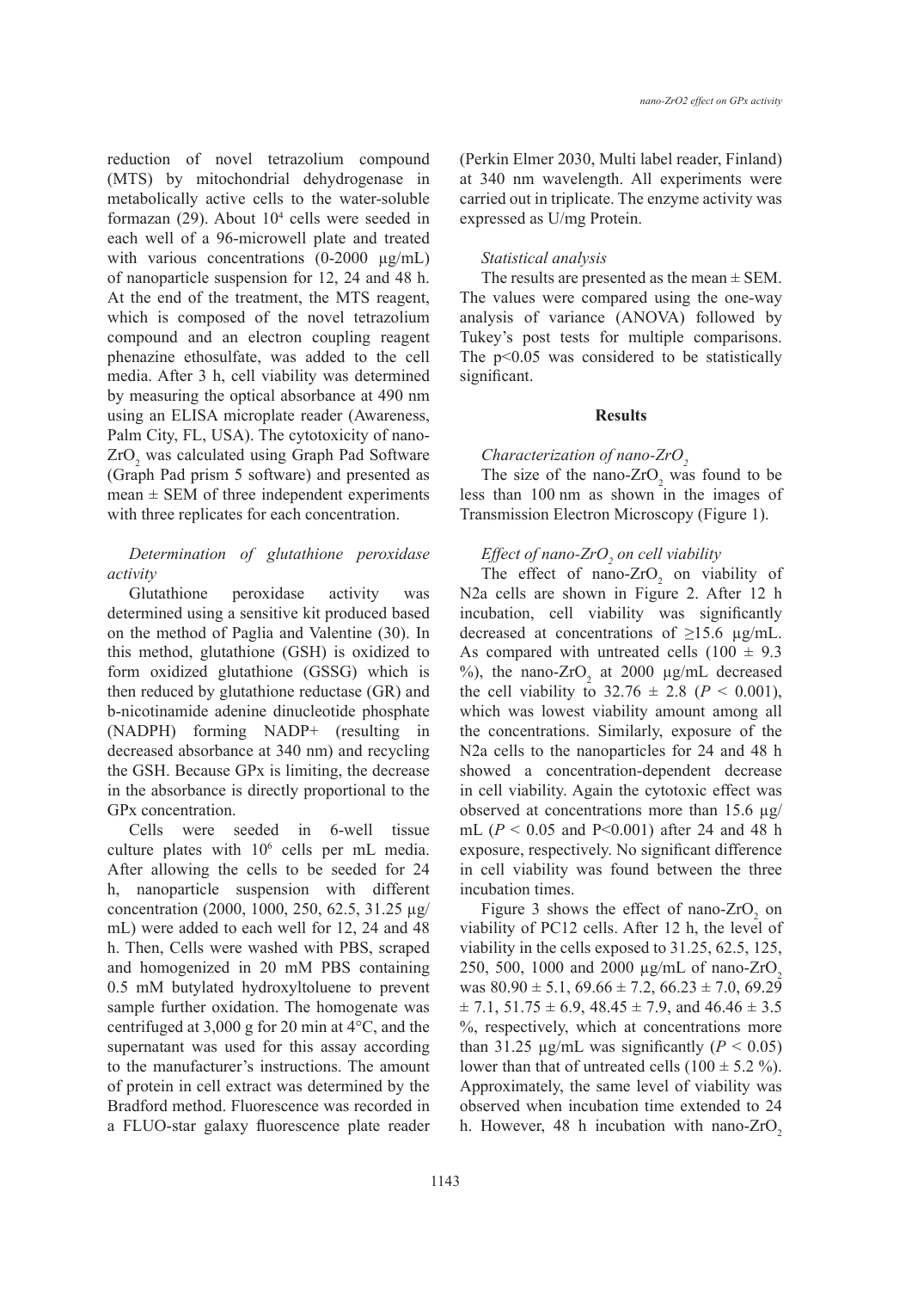reduction of novel tetrazolium compound (MTS) by mitochondrial dehydrogenase in metabolically active cells to the water-soluble formazan (29). About $10^4$ cells were seeded in each well of a 96-microwell plate and treated with various concentrations (0-2000 µg/mL) of nanoparticle suspension for 12, 24 and 48 h. At the end of the treatment, the MTS reagent, which is composed of the novel tetrazolium compound and an electron coupling reagent phenazine ethosulfate, was added to the cell media. After 3 h, cell viability was determined by measuring the optical absorbance at 490 nm using an ELISA microplate reader (Awareness, Palm City, FL, USA). The cytotoxicity of nano-$ZrO_2$ was calculated using Graph Pad Software (Graph Pad prism 5 software) and presented as mean ± SEM of three independent experiments with three replicates for each concentration.

### *Determination of glutathione peroxidase activity*

Glutathione peroxidase activity was determined using a sensitive kit produced based on the method of Paglia and Valentine (30). In this method, glutathione (GSH) is oxidized to form oxidized glutathione (GSSG) which is then reduced by glutathione reductase (GR) and b-nicotinamide adenine dinucleotide phosphate (NADPH) forming NADP+ (resulting in decreased absorbance at 340 nm) and recycling the GSH. Because GPx is limiting, the decrease in the absorbance is directly proportional to the GPx concentration.

Cells were seeded in 6-well tissue culture plates with $10^6$ cells per mL media. After allowing the cells to be seeded for 24 h, nanoparticle suspension with different concentration (2000, 1000, 250, 62.5, 31.25 µg/mL) were added to each well for 12, 24 and 48 h. Then, Cells were washed with PBS, scraped and homogenized in 20 mM PBS containing 0.5 mM butylated hydroxyltoluene to prevent sample further oxidation. The homogenate was centrifuged at 3,000 g for 20 min at 4°C, and the supernatant was used for this assay according to the manufacturer's instructions. The amount of protein in cell extract was determined by the Bradford method. Fluorescence was recorded in a FLUO-star galaxy fluorescence plate reader (Perkin Elmer 2030, Multi label reader, Finland) at 340 nm wavelength. All experiments were carried out in triplicate. The enzyme activity was expressed as U/mg Protein.

### *Statistical analysis*

The results are presented as the mean ± SEM. The values were compared using the one-way analysis of variance (ANOVA) followed by Tukey's post tests for multiple comparisons. The $p<0.05$ was considered to be statistically significant.

## Results

### *Characterization of nano-$ZrO_2$*

The size of the nano-$ZrO_2$ was found to be less than 100 nm as shown in the images of Transmission Electron Microscopy (Figure 1).

### *Effect of nano-$ZrO_2$ on cell viability*

The effect of nano-$ZrO_2$ on viability of N2a cells are shown in Figure 2. After 12 h incubation, cell viability was significantly decreased at concentrations of ≥15.6 µg/mL. As compared with untreated cells (100 ± 9.3 %), the nano-$ZrO_2$ at 2000 µg/mL decreased the cell viability to 32.76 ± 2.8 ($P < 0.001$), which was lowest viability amount among all the concentrations. Similarly, exposure of the N2a cells to the nanoparticles for 24 and 48 h showed a concentration-dependent decrease in cell viability. Again the cytotoxic effect was observed at concentrations more than 15.6 µg/mL ($P < 0.05$ and $P<0.001$) after 24 and 48 h exposure, respectively. No significant difference in cell viability was found between the three incubation times.

Figure 3 shows the effect of nano-$ZrO_2$ on viability of PC12 cells. After 12 h, the level of viability in the cells exposed to 31.25, 62.5, 125, 250, 500, 1000 and 2000 µg/mL of nano-$ZrO_2$ was 80.90 ± 5.1, 69.66 ± 7.2, 66.23 ± 7.0, 69.29 ± 7.1, 51.75 ± 6.9, 48.45 ± 7.9, and 46.46 ± 3.5 %, respectively, which at concentrations more than 31.25 µg/mL was significantly ($P < 0.05$) lower than that of untreated cells (100 ± 5.2 %). Approximately, the same level of viability was observed when incubation time extended to 24 h. However, 48 h incubation with nano-$ZrO_2$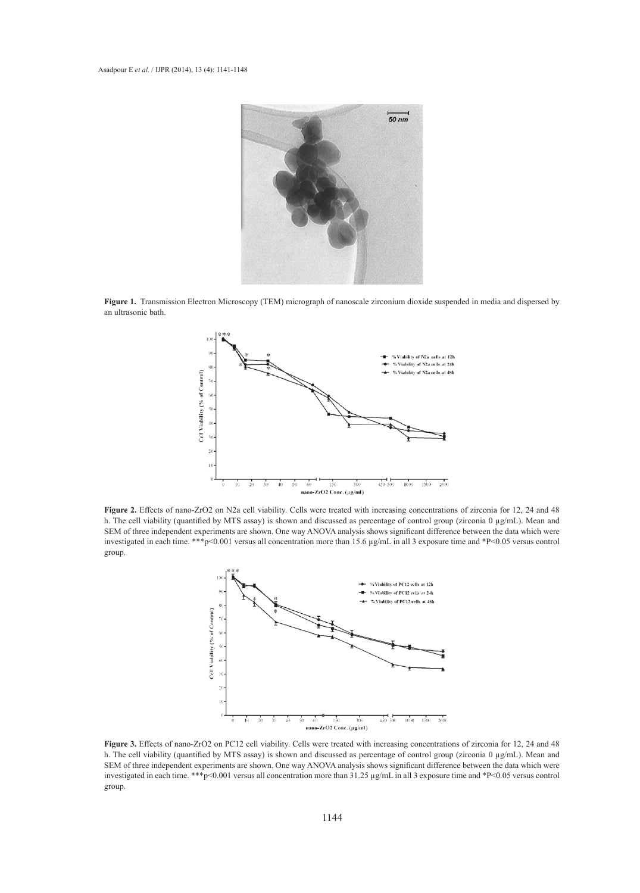**Figure 1.** Transmission Electron Microscopy (TEM) micrograph of nanoscale zirconium dioxide suspended in media and dispersed by an ultrasonic bath.

**Figure 2.** Effects of nano-ZrO2 on N2a cell viability. Cells were treated with increasing concentrations of zirconia for 12, 24 and 48 h. The cell viability (quantified by MTS assay) is shown and discussed as percentage of control group (zirconia 0 µg/mL). Mean and SEM of three independent experiments are shown. One way ANOVA analysis shows significant difference between the data which were investigated in each time. ***p<0.001 versus all concentration more than 15.6 µg/mL in all 3 exposure time and *P<0.05 versus control group.

**Figure 3.** Effects of nano-ZrO2 on PC12 cell viability. Cells were treated with increasing concentrations of zirconia for 12, 24 and 48 h. The cell viability (quantified by MTS assay) is shown and discussed as percentage of control group (zirconia 0 µg/mL). Mean and SEM of three independent experiments are shown. One way ANOVA analysis shows significant difference between the data which were investigated in each time. ***p<0.001 versus all concentration more than 31.25 µg/mL in all 3 exposure time and *P<0.05 versus control group.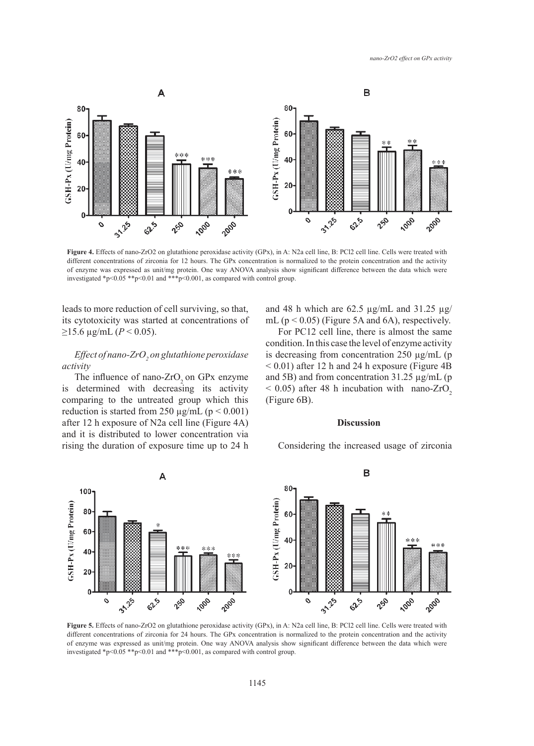**Figure 4.** Effects of nano-ZrO2 on glutathione peroxidase activity (GPx), in A: N2a cell line, B: PCl2 cell line. Cells were treated with different concentrations of zirconia for 12 hours. The GPx concentration is normalized to the protein concentration and the activity of enzyme was expressed as unit/mg protein. One way ANOVA analysis show significant difference between the data which were investigated *p<0.05 **p<0.01 and ***p<0.001, as compared with control group.

leads to more reduction of cell surviving, so that, its cytotoxicity was started at concentrations of ≥15.6 µg/mL ($P < 0.05$).

### *Effect of nano-$ZrO_2$ on glutathione peroxidase activity*

The influence of nano-$ZrO_2$ on GPx enzyme is determined with decreasing its activity comparing to the untreated group which this reduction is started from 250 µg/mL ($p < 0.001$) after 12 h exposure of N2a cell line (Figure 4A) and it is distributed to lower concentration via rising the duration of exposure time up to 24 h and 48 h which are 62.5 µg/mL and 31.25 µg/mL ($p < 0.05$) (Figure 5A and 6A), respectively.

For PC12 cell line, there is almost the same condition. In this case the level of enzyme activity is decreasing from concentration 250 µg/mL ($p < 0.01$) after 12 h and 24 h exposure (Figure 4B and 5B) and from concentration 31.25 µg/mL ($p < 0.05$) after 48 h incubation with nano-$ZrO_2$ (Figure 6B).

## Discussion

Considering the increased usage of zirconia

**Figure 5.** Effects of nano-ZrO2 on glutathione peroxidase activity (GPx), in A: N2a cell line, B: PCl2 cell line. Cells were treated with different concentrations of zirconia for 24 hours. The GPx concentration is normalized to the protein concentration and the activity of enzyme was expressed as unit/mg protein. One way ANOVA analysis show significant difference between the data which were investigated *p<0.05 **p<0.01 and ***p<0.001, as compared with control group.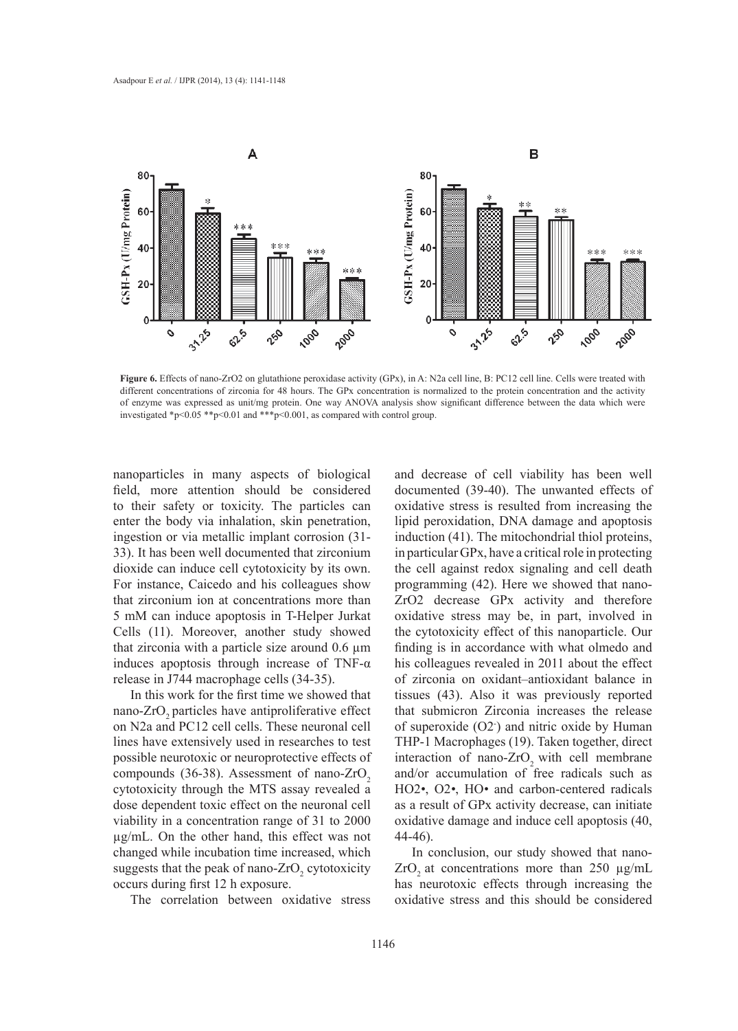**Figure 6.** Effects of nano-ZrO2 on glutathione peroxidase activity (GPx), in A: N2a cell line, B: PC12 cell line. Cells were treated with different concentrations of zirconia for 48 hours. The GPx concentration is normalized to the protein concentration and the activity of enzyme was expressed as unit/mg protein. One way ANOVA analysis show significant difference between the data which were investigated *$p<0.05$ **$p<0.01$ and ***$p<0.001$, as compared with control group.

nanoparticles in many aspects of biological field, more attention should be considered to their safety or toxicity. The particles can enter the body via inhalation, skin penetration, ingestion or via metallic implant corrosion (31-33). It has been well documented that zirconium dioxide can induce cell cytotoxicity by its own. For instance, Caicedo and his colleagues show that zirconium ion at concentrations more than 5 mM can induce apoptosis in T-Helper Jurkat Cells (11). Moreover, another study showed that zirconia with a particle size around 0.6 µm induces apoptosis through increase of TNF-α release in J744 macrophage cells (34-35).

In this work for the first time we showed that nano-$ZrO_2$ particles have antiproliferative effect on N2a and PC12 cell cells. These neuronal cell lines have extensively used in researches to test possible neurotoxic or neuroprotective effects of compounds (36-38). Assessment of nano-$ZrO_2$ cytotoxicity through the MTS assay revealed a dose dependent toxic effect on the neuronal cell viability in a concentration range of 31 to 2000 µg/mL. On the other hand, this effect was not changed while incubation time increased, which suggests that the peak of nano-$ZrO_2$ cytotoxicity occurs during first 12 h exposure.

The correlation between oxidative stress and decrease of cell viability has been well documented (39-40). The unwanted effects of oxidative stress is resulted from increasing the lipid peroxidation, DNA damage and apoptosis induction (41). The mitochondrial thiol proteins, in particular GPx, have a critical role in protecting the cell against redox signaling and cell death programming (42). Here we showed that nano-ZrO2 decrease GPx activity and therefore oxidative stress may be, in part, involved in the cytotoxicity effect of this nanoparticle. Our finding is in accordance with what olmedo and his colleagues revealed in 2011 about the effect of zirconia on oxidant–antioxidant balance in tissues (43). Also it was previously reported that submicron Zirconia increases the release of superoxide ($O2^-$) and nitric oxide by Human THP-1 Macrophages (19). Taken together, direct interaction of nano-$ZrO_2$ with cell membrane and/or accumulation of free radicals such as HO2•, O2•, HO• and carbon-centered radicals as a result of GPx activity decrease, can initiate oxidative damage and induce cell apoptosis (40, 44-46).

In conclusion, our study showed that nano-$ZrO_2$ at concentrations more than 250 µg/mL has neurotoxic effects through increasing the oxidative stress and this should be considered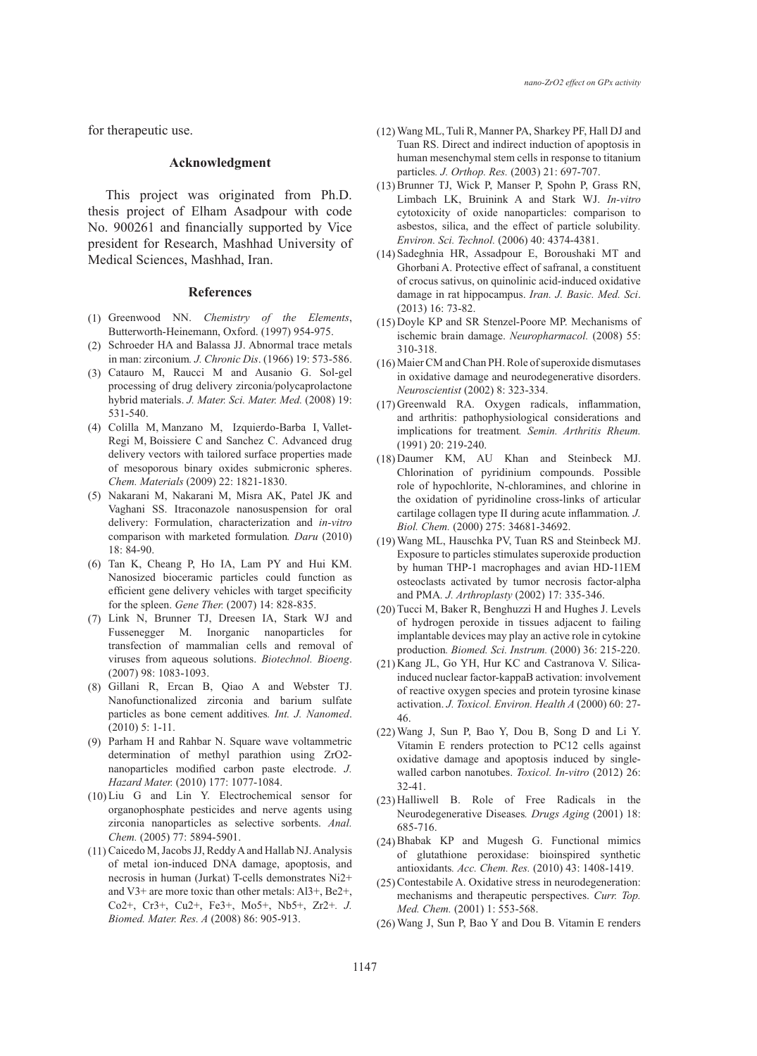for therapeutic use.

## Acknowledgment

This project was originated from Ph.D. thesis project of Elham Asadpour with code No. 900261 and financially supported by Vice president for Research, Mashhad University of Medical Sciences, Mashhad, Iran.

## References

(1) Greenwood NN. *Chemistry of the Elements*, Butterworth-Heinemann, Oxford. (1997) 954-975.

(2) Schroeder HA and Balassa JJ. Abnormal trace metals in man: zirconium. *J. Chronic Dis*. (1966) 19: 573-586.

(3) Catauro M, Raucci M and Ausanio G. Sol-gel processing of drug delivery zirconia/polycaprolactone hybrid materials. *J. Mater. Sci. Mater. Med.* (2008) 19: 531-540.

(4) Colilla M, Manzano M, Izquierdo-Barba I, Vallet-Regi M, Boissiere C and Sanchez C. Advanced drug delivery vectors with tailored surface properties made of mesoporous binary oxides submicronic spheres. *Chem. Materials* (2009) 22: 1821-1830.

(5) Nakarani M, Nakarani M, Misra AK, Patel JK and Vaghani SS. Itraconazole nanosuspension for oral delivery: Formulation, characterization and *in-vitro* comparison with marketed formulation. *Daru* (2010) 18: 84-90.

(6) Tan K, Cheang P, Ho IA, Lam PY and Hui KM. Nanosized bioceramic particles could function as efficient gene delivery vehicles with target specificity for the spleen. *Gene Ther.* (2007) 14: 828-835.

(7) Link N, Brunner TJ, Dreesen IA, Stark WJ and Fussenegger M. Inorganic nanoparticles for transfection of mammalian cells and removal of viruses from aqueous solutions. *Biotechnol. Bioeng*. (2007) 98: 1083-1093.

(8) Gillani R, Ercan B, Qiao A and Webster TJ. Nanofunctionalized zirconia and barium sulfate particles as bone cement additives. *Int. J. Nanomed*. (2010) 5: 1-11.

(9) Parham H and Rahbar N. Square wave voltammetric determination of methyl parathion using ZrO2-nanoparticles modified carbon paste electrode. *J. Hazard Mater.* (2010) 177: 1077-1084.

(10) Liu G and Lin Y. Electrochemical sensor for organophosphate pesticides and nerve agents using zirconia nanoparticles as selective sorbents. *Anal. Chem.* (2005) 77: 5894-5901.

(11) Caicedo M, Jacobs JJ, Reddy A and Hallab NJ. Analysis of metal ion-induced DNA damage, apoptosis, and necrosis in human (Jurkat) T-cells demonstrates Ni2+ and V3+ are more toxic than other metals: Al3+, Be2+, Co2+, Cr3+, Cu2+, Fe3+, Mo5+, Nb5+, Zr2+. *J. Biomed. Mater. Res. A* (2008) 86: 905-913.

(12) Wang ML, Tuli R, Manner PA, Sharkey PF, Hall DJ and Tuan RS. Direct and indirect induction of apoptosis in human mesenchymal stem cells in response to titanium particles. *J. Orthop. Res.* (2003) 21: 697-707.

(13) Brunner TJ, Wick P, Manser P, Spohn P, Grass RN, Limbach LK, Bruinink A and Stark WJ. *In-vitro* cytotoxicity of oxide nanoparticles: comparison to asbestos, silica, and the effect of particle solubility. *Environ. Sci. Technol.* (2006) 40: 4374-4381.

(14) Sadeghnia HR, Assadpour E, Boroushaki MT and Ghorbani A. Protective effect of safranal, a constituent of crocus sativus, on quinolinic acid-induced oxidative damage in rat hippocampus. *Iran. J. Basic. Med. Sci*. (2013) 16: 73-82.

(15) Doyle KP and SR Stenzel-Poore MP. Mechanisms of ischemic brain damage. *Neuropharmacol.* (2008) 55: 310-318.

(16) Maier CM and Chan PH. Role of superoxide dismutases in oxidative damage and neurodegenerative disorders. *Neuroscientist* (2002) 8: 323-334.

(17) Greenwald RA. Oxygen radicals, inflammation, and arthritis: pathophysiological considerations and implications for treatment. *Semin. Arthritis Rheum.* (1991) 20: 219-240.

(18) Daumer KM, AU Khan and Steinbeck MJ. Chlorination of pyridinium compounds. Possible role of hypochlorite, N-chloramines, and chlorine in the oxidation of pyridinoline cross-links of articular cartilage collagen type II during acute inflammation. *J. Biol. Chem.* (2000) 275: 34681-34692.

(19) Wang ML, Hauschka PV, Tuan RS and Steinbeck MJ. Exposure to particles stimulates superoxide production by human THP-1 macrophages and avian HD-11EM osteoclasts activated by tumor necrosis factor-alpha and PMA. *J. Arthroplasty* (2002) 17: 335-346.

(20) Tucci M, Baker R, Benghuzzi H and Hughes J. Levels of hydrogen peroxide in tissues adjacent to failing implantable devices may play an active role in cytokine production. *Biomed. Sci. Instrum.* (2000) 36: 215-220.

(21) Kang JL, Go YH, Hur KC and Castranova V. Silica-induced nuclear factor-kappaB activation: involvement of reactive oxygen species and protein tyrosine kinase activation. *J. Toxicol. Environ. Health A* (2000) 60: 27-46.

(22) Wang J, Sun P, Bao Y, Dou B, Song D and Li Y. Vitamin E renders protection to PC12 cells against oxidative damage and apoptosis induced by single-walled carbon nanotubes. *Toxicol. In-vitro* (2012) 26: 32-41.

(23) Halliwell B. Role of Free Radicals in the Neurodegenerative Diseases. *Drugs Aging* (2001) 18: 685-716.

(24) Bhabak KP and Mugesh G. Functional mimics of glutathione peroxidase: bioinspired synthetic antioxidants. *Acc. Chem. Res.* (2010) 43: 1408-1419.

(25) Contestabile A. Oxidative stress in neurodegeneration: mechanisms and therapeutic perspectives. *Curr. Top. Med. Chem.* (2001) 1: 553-568.

(26) Wang J, Sun P, Bao Y and Dou B. Vitamin E renders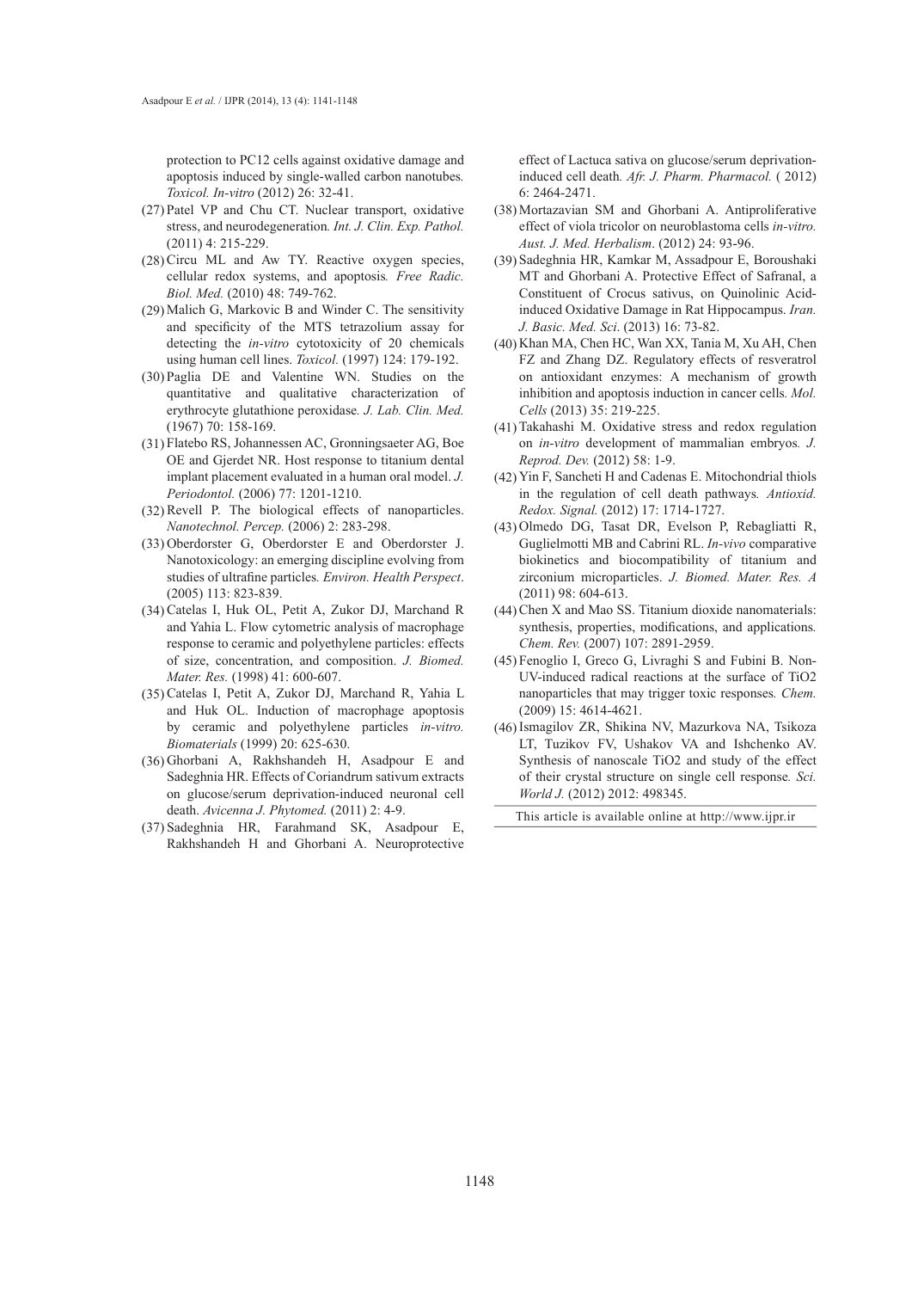protection to PC12 cells against oxidative damage and apoptosis induced by single-walled carbon nanotubes. *Toxicol. In-vitro* (2012) 26: 32-41.

(27) Patel VP and Chu CT. Nuclear transport, oxidative stress, and neurodegeneration. *Int. J. Clin. Exp. Pathol.* (2011) 4: 215-229.

(28) Circu ML and Aw TY. Reactive oxygen species, cellular redox systems, and apoptosis. *Free Radic. Biol. Med.* (2010) 48: 749-762.

(29) Malich G, Markovic B and Winder C. The sensitivity and specificity of the MTS tetrazolium assay for detecting the *in-vitro* cytotoxicity of 20 chemicals using human cell lines. *Toxicol.* (1997) 124: 179-192.

(30) Paglia DE and Valentine WN. Studies on the quantitative and qualitative characterization of erythrocyte glutathione peroxidase. *J. Lab. Clin. Med.* (1967) 70: 158-169.

(31) Flatebo RS, Johannessen AC, Gronningsaeter AG, Boe OE and Gjerdet NR. Host response to titanium dental implant placement evaluated in a human oral model. *J. Periodontol.* (2006) 77: 1201-1210.

(32) Revell P. The biological effects of nanoparticles. *Nanotechnol. Percep.* (2006) 2: 283-298.

(33) Oberdorster G, Oberdorster E and Oberdorster J. Nanotoxicology: an emerging discipline evolving from studies of ultrafine particles. *Environ. Health Perspect*. (2005) 113: 823-839.

(34) Catelas I, Huk OL, Petit A, Zukor DJ, Marchand R and Yahia L. Flow cytometric analysis of macrophage response to ceramic and polyethylene particles: effects of size, concentration, and composition. *J. Biomed. Mater. Res.* (1998) 41: 600-607.

(35) Catelas I, Petit A, Zukor DJ, Marchand R, Yahia L and Huk OL. Induction of macrophage apoptosis by ceramic and polyethylene particles *in-vitro. Biomaterials* (1999) 20: 625-630.

(36) Ghorbani A, Rakhshandeh H, Asadpour E and Sadeghnia HR. Effects of Coriandrum sativum extracts on glucose/serum deprivation-induced neuronal cell death. *Avicenna J. Phytomed.* (2011) 2: 4-9.

(37) Sadeghnia HR, Farahmand SK, Asadpour E, Rakhshandeh H and Ghorbani A. Neuroprotective effect of Lactuca sativa on glucose/serum deprivation-induced cell death. *Afr. J. Pharm. Pharmacol.* ( 2012) 6: 2464-2471.

(38) Mortazavian SM and Ghorbani A. Antiproliferative effect of viola tricolor on neuroblastoma cells *in-vitro. Aust. J. Med. Herbalism*. (2012) 24: 93-96.

(39) Sadeghnia HR, Kamkar M, Assadpour E, Boroushaki MT and Ghorbani A. Protective Effect of Safranal, a Constituent of Crocus sativus, on Quinolinic Acid-induced Oxidative Damage in Rat Hippocampus. *Iran. J. Basic. Med. Sci*. (2013) 16: 73-82.

(40) Khan MA, Chen HC, Wan XX, Tania M, Xu AH, Chen FZ and Zhang DZ. Regulatory effects of resveratrol on antioxidant enzymes: A mechanism of growth inhibition and apoptosis induction in cancer cells. *Mol. Cells* (2013) 35: 219-225.

(41) Takahashi M. Oxidative stress and redox regulation on *in-vitro* development of mammalian embryos. *J. Reprod. Dev.* (2012) 58: 1-9.

(42) Yin F, Sancheti H and Cadenas E. Mitochondrial thiols in the regulation of cell death pathways. *Antioxid. Redox. Signal.* (2012) 17: 1714-1727.

(43) Olmedo DG, Tasat DR, Evelson P, Rebagliatti R, Guglielmotti MB and Cabrini RL. *In-vivo* comparative biokinetics and biocompatibility of titanium and zirconium microparticles. *J. Biomed. Mater. Res. A* (2011) 98: 604-613.

(44) Chen X and Mao SS. Titanium dioxide nanomaterials: synthesis, properties, modifications, and applications. *Chem. Rev.* (2007) 107: 2891-2959.

(45) Fenoglio I, Greco G, Livraghi S and Fubini B. Non-UV-induced radical reactions at the surface of TiO2 nanoparticles that may trigger toxic responses. *Chem.* (2009) 15: 4614-4621.

(46) Ismagilov ZR, Shikina NV, Mazurkova NA, Tsikoza LT, Tuzikov FV, Ushakov VA and Ishchenko AV. Synthesis of nanoscale TiO2 and study of the effect of their crystal structure on single cell response. *Sci. World J.* (2012) 2012: 498345.

This article is available online at http://www.ijpr.ir